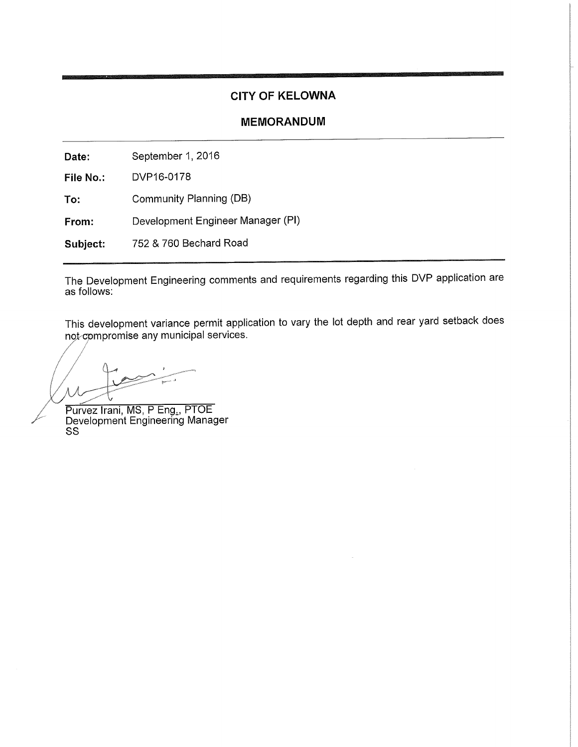# CITY OF KELOWNA

## MEMORANDUM

**Date:** September 1, 2016

**File No.:** DVP16-0178

**To:** Community Planning (DB)

**From:** Development Engineer Manager (PI)

**Subject:** 752 & 760 Bechard Road

The Development Engineering comments and requirements regarding this DVP application are as follows:

This development variance permit application to vary the lot depth and rear yard setback does not compromise any municipal services.

Purvez Irani, MS, P Eng., PTOE
Development Engineering Manager
SS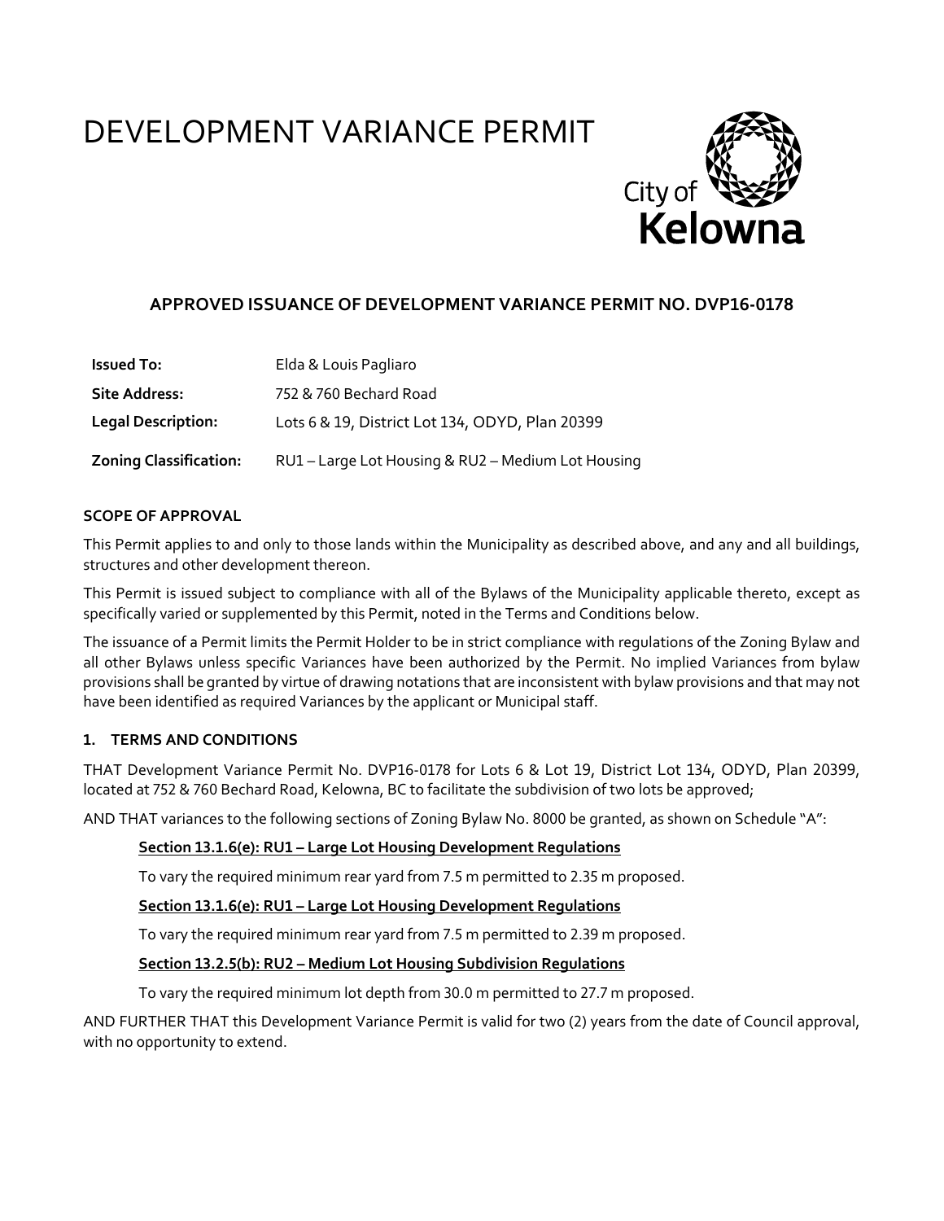# DEVELOPMENT VARIANCE PERMIT

City of Kelowna

### APPROVED ISSUANCE OF DEVELOPMENT VARIANCE PERMIT NO. DVP16-0178

| | |
|---|---|
| **Issued To:** | Elda & Louis Pagliaro |
| **Site Address:** | 752 & 760 Bechard Road |
| **Legal Description:** | Lots 6 & 19, District Lot 134, ODYD, Plan 20399 |
| **Zoning Classification:** | RU1 – Large Lot Housing & RU2 – Medium Lot Housing |

**SCOPE OF APPROVAL**

This Permit applies to and only to those lands within the Municipality as described above, and any and all buildings, structures and other development thereon.

This Permit is issued subject to compliance with all of the Bylaws of the Municipality applicable thereto, except as specifically varied or supplemented by this Permit, noted in the Terms and Conditions below.

The issuance of a Permit limits the Permit Holder to be in strict compliance with regulations of the Zoning Bylaw and all other Bylaws unless specific Variances have been authorized by the Permit. No implied Variances from bylaw provisions shall be granted by virtue of drawing notations that are inconsistent with bylaw provisions and that may not have been identified as required Variances by the applicant or Municipal staff.

**1. TERMS AND CONDITIONS**

THAT Development Variance Permit No. DVP16-0178 for Lots 6 & Lot 19, District Lot 134, ODYD, Plan 20399, located at 752 & 760 Bechard Road, Kelowna, BC to facilitate the subdivision of two lots be approved;

AND THAT variances to the following sections of Zoning Bylaw No. 8000 be granted, as shown on Schedule "A":

**Section 13.1.6(e): RU1 – Large Lot Housing Development Regulations**

To vary the required minimum rear yard from 7.5 m permitted to 2.35 m proposed.

**Section 13.1.6(e): RU1 – Large Lot Housing Development Regulations**

To vary the required minimum rear yard from 7.5 m permitted to 2.39 m proposed.

**Section 13.2.5(b): RU2 – Medium Lot Housing Subdivision Regulations**

To vary the required minimum lot depth from 30.0 m permitted to 27.7 m proposed.

AND FURTHER THAT this Development Variance Permit is valid for two (2) years from the date of Council approval, with no opportunity to extend.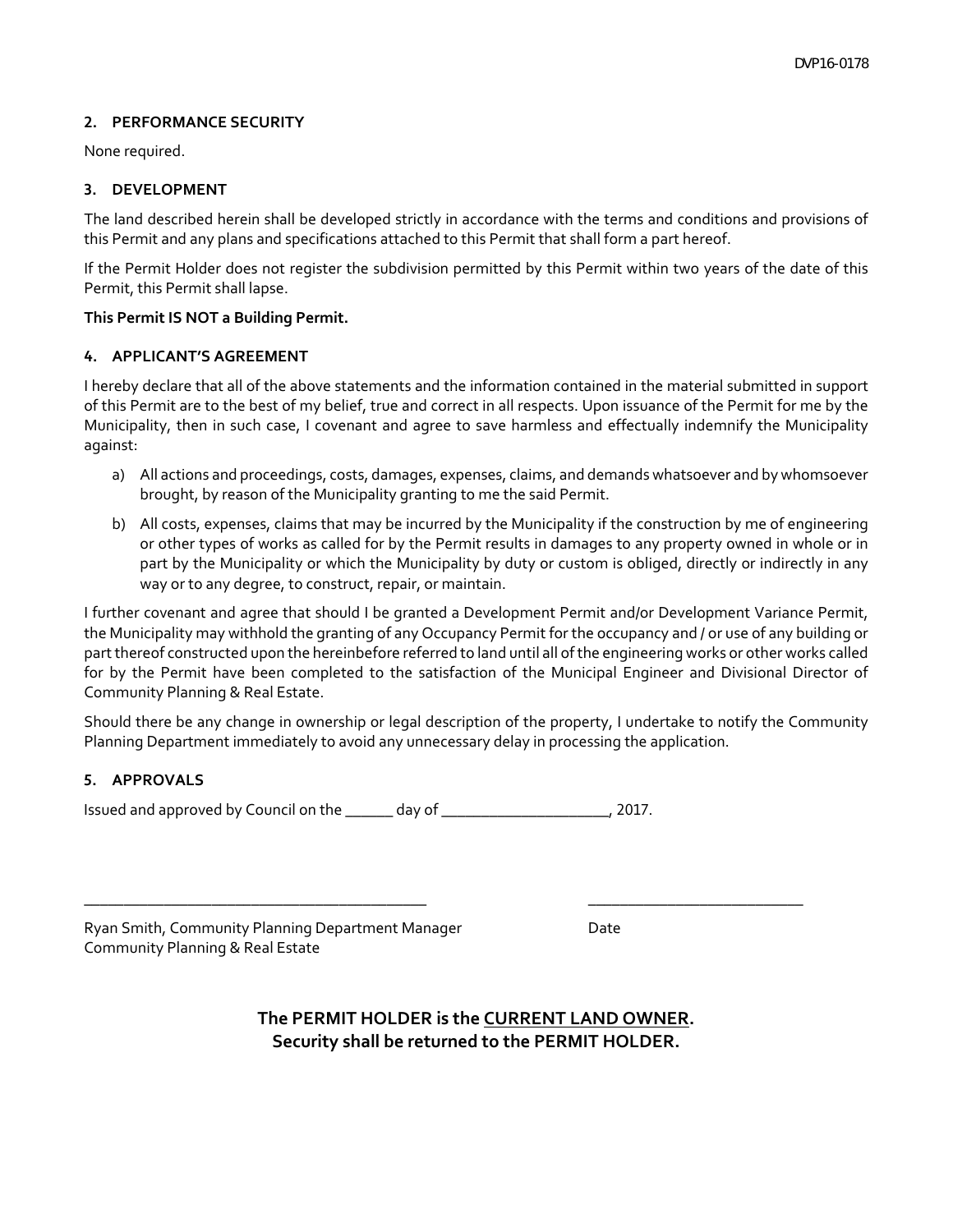## 2. PERFORMANCE SECURITY

None required.

## 3. DEVELOPMENT

The land described herein shall be developed strictly in accordance with the terms and conditions and provisions of this Permit and any plans and specifications attached to this Permit that shall form a part hereof.

If the Permit Holder does not register the subdivision permitted by this Permit within two years of the date of this Permit, this Permit shall lapse.

**This Permit IS NOT a Building Permit.**

## 4. APPLICANT'S AGREEMENT

I hereby declare that all of the above statements and the information contained in the material submitted in support of this Permit are to the best of my belief, true and correct in all respects. Upon issuance of the Permit for me by the Municipality, then in such case, I covenant and agree to save harmless and effectually indemnify the Municipality against:

a) All actions and proceedings, costs, damages, expenses, claims, and demands whatsoever and by whomsoever brought, by reason of the Municipality granting to me the said Permit.

b) All costs, expenses, claims that may be incurred by the Municipality if the construction by me of engineering or other types of works as called for by the Permit results in damages to any property owned in whole or in part by the Municipality or which the Municipality by duty or custom is obliged, directly or indirectly in any way or to any degree, to construct, repair, or maintain.

I further covenant and agree that should I be granted a Development Permit and/or Development Variance Permit, the Municipality may withhold the granting of any Occupancy Permit for the occupancy and / or use of any building or part thereof constructed upon the hereinbefore referred to land until all of the engineering works or other works called for by the Permit have been completed to the satisfaction of the Municipal Engineer and Divisional Director of Community Planning & Real Estate.

Should there be any change in ownership or legal description of the property, I undertake to notify the Community Planning Department immediately to avoid any unnecessary delay in processing the application.

## 5. APPROVALS

Issued and approved by Council on the ______ day of ____________________, 2017.

_________________________________________ ___________________________

Ryan Smith, Community Planning Department Manager — Date
Community Planning & Real Estate

**The PERMIT HOLDER is the <u>CURRENT LAND OWNER</u>.**
**Security shall be returned to the PERMIT HOLDER.**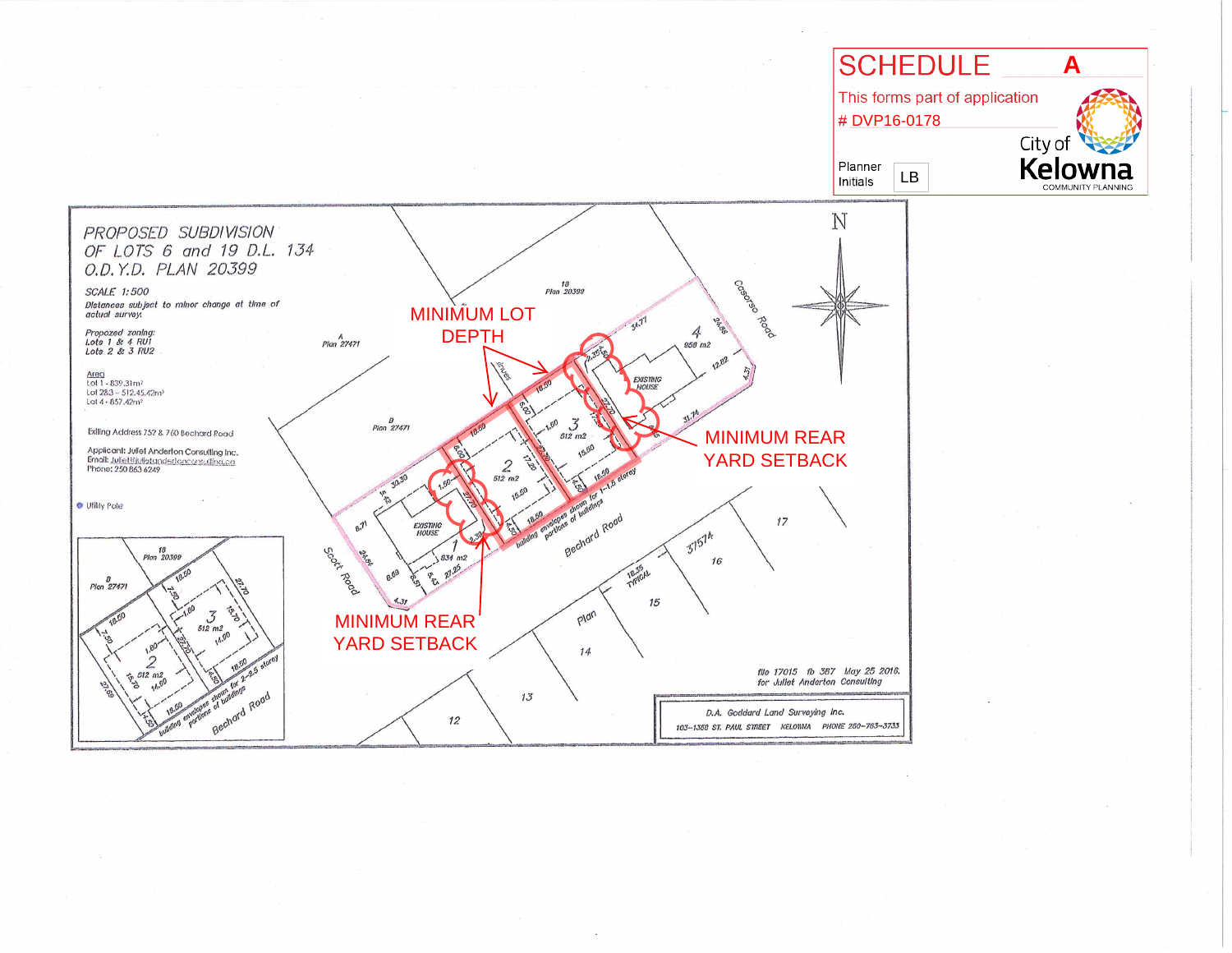# SCHEDULE A

This forms part of application
# DVP16-0178

Planner Initials: LB

City of **Kelowna**
COMMUNITY PLANNING

PROPOSED SUBDIVISION
OF LOTS 6 and 19 D.L. 134
O.D.Y.D. PLAN 20399

SCALE 1:500

Distances subject to minor change at time of actual survey.

Proposed zoning:
Lots 1 & 4 RU1
Lots 2 & 3 RU2

Area
Lot 1 - 839.31m²
Lot 2&3 - 512.45.42m²
Lot 4 - 857.42m²

Exiting Address 752 & 760 Bechard Road

Applicant: Juliet Anderton Consulting Inc.
Email: Juliet@julietandertonconsulting.ca
Phone: 250 863 6249

Utility Pole

MINIMUM LOT DEPTH

MINIMUM REAR YARD SETBACK

MINIMUM REAR YARD SETBACK

building envelopes shown for 1-1.5 storey portions of buildings

building envelopes shown for 2-2.5 storey portions of buildings

Bechard Road

Scott Road

Casorso Road

EXISTING HOUSE

file 17015 fb 387 May 25 2016.
for Juliet Anderton Consulting

D.A. Goddard Land Surveying Inc.
103-1358 ST. PAUL STREET KELOWNA PHONE 250-763-3733